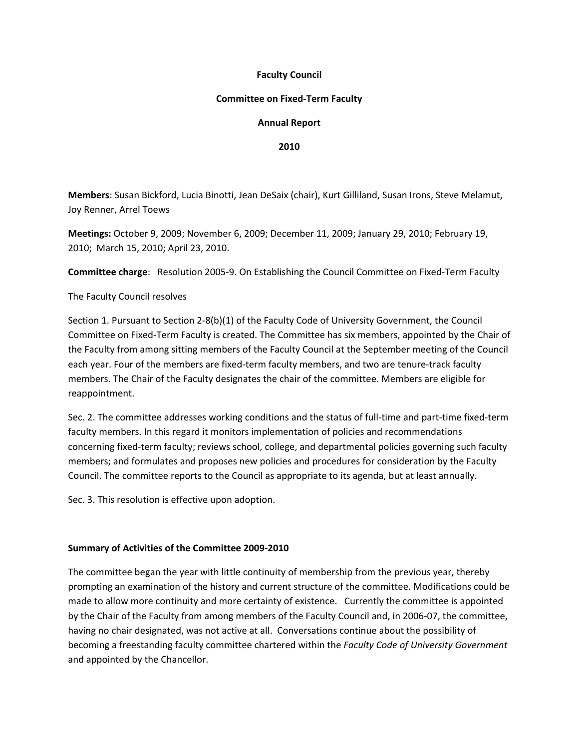**Faculty Council**

**Committee on Fixed-Term Faculty**

**Annual Report**

**2010**

**Members**: Susan Bickford, Lucia Binotti, Jean DeSaix (chair), Kurt Gilliland, Susan Irons, Steve Melamut, Joy Renner, Arrel Toews

**Meetings:** October 9, 2009; November 6, 2009; December 11, 2009; January 29, 2010; February 19, 2010; March 15, 2010; April 23, 2010.

**Committee charge**: Resolution 2005-9. On Establishing the Council Committee on Fixed-Term Faculty

The Faculty Council resolves

Section 1. Pursuant to Section 2-8(b)(1) of the Faculty Code of University Government, the Council Committee on Fixed-Term Faculty is created. The Committee has six members, appointed by the Chair of the Faculty from among sitting members of the Faculty Council at the September meeting of the Council each year. Four of the members are fixed-term faculty members, and two are tenure-track faculty members. The Chair of the Faculty designates the chair of the committee. Members are eligible for reappointment.

Sec. 2. The committee addresses working conditions and the status of full-time and part-time fixed-term faculty members. In this regard it monitors implementation of policies and recommendations concerning fixed-term faculty; reviews school, college, and departmental policies governing such faculty members; and formulates and proposes new policies and procedures for consideration by the Faculty Council. The committee reports to the Council as appropriate to its agenda, but at least annually.

Sec. 3. This resolution is effective upon adoption.

**Summary of Activities of the Committee 2009-2010**

The committee began the year with little continuity of membership from the previous year, thereby prompting an examination of the history and current structure of the committee. Modifications could be made to allow more continuity and more certainty of existence. Currently the committee is appointed by the Chair of the Faculty from among members of the Faculty Council and, in 2006-07, the committee, having no chair designated, was not active at all. Conversations continue about the possibility of becoming a freestanding faculty committee chartered within the *Faculty Code of University Government* and appointed by the Chancellor.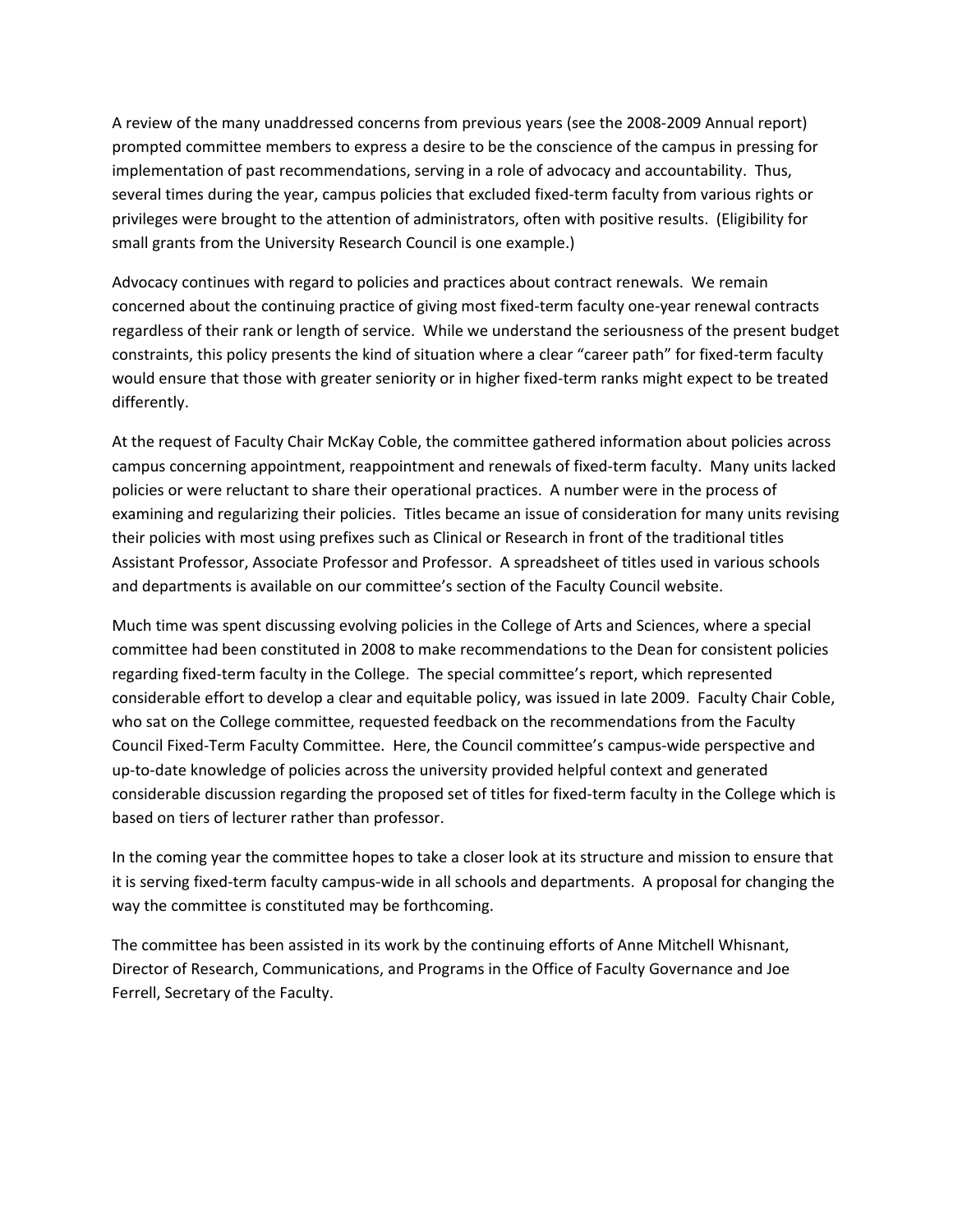A review of the many unaddressed concerns from previous years (see the 2008-2009 Annual report) prompted committee members to express a desire to be the conscience of the campus in pressing for implementation of past recommendations, serving in a role of advocacy and accountability. Thus, several times during the year, campus policies that excluded fixed-term faculty from various rights or privileges were brought to the attention of administrators, often with positive results. (Eligibility for small grants from the University Research Council is one example.)

Advocacy continues with regard to policies and practices about contract renewals. We remain concerned about the continuing practice of giving most fixed-term faculty one-year renewal contracts regardless of their rank or length of service. While we understand the seriousness of the present budget constraints, this policy presents the kind of situation where a clear "career path" for fixed-term faculty would ensure that those with greater seniority or in higher fixed-term ranks might expect to be treated differently.

At the request of Faculty Chair McKay Coble, the committee gathered information about policies across campus concerning appointment, reappointment and renewals of fixed-term faculty. Many units lacked policies or were reluctant to share their operational practices. A number were in the process of examining and regularizing their policies. Titles became an issue of consideration for many units revising their policies with most using prefixes such as Clinical or Research in front of the traditional titles Assistant Professor, Associate Professor and Professor. A spreadsheet of titles used in various schools and departments is available on our committee's section of the Faculty Council website.

Much time was spent discussing evolving policies in the College of Arts and Sciences, where a special committee had been constituted in 2008 to make recommendations to the Dean for consistent policies regarding fixed-term faculty in the College. The special committee's report, which represented considerable effort to develop a clear and equitable policy, was issued in late 2009. Faculty Chair Coble, who sat on the College committee, requested feedback on the recommendations from the Faculty Council Fixed-Term Faculty Committee. Here, the Council committee's campus-wide perspective and up-to-date knowledge of policies across the university provided helpful context and generated considerable discussion regarding the proposed set of titles for fixed-term faculty in the College which is based on tiers of lecturer rather than professor.

In the coming year the committee hopes to take a closer look at its structure and mission to ensure that it is serving fixed-term faculty campus-wide in all schools and departments. A proposal for changing the way the committee is constituted may be forthcoming.

The committee has been assisted in its work by the continuing efforts of Anne Mitchell Whisnant, Director of Research, Communications, and Programs in the Office of Faculty Governance and Joe Ferrell, Secretary of the Faculty.